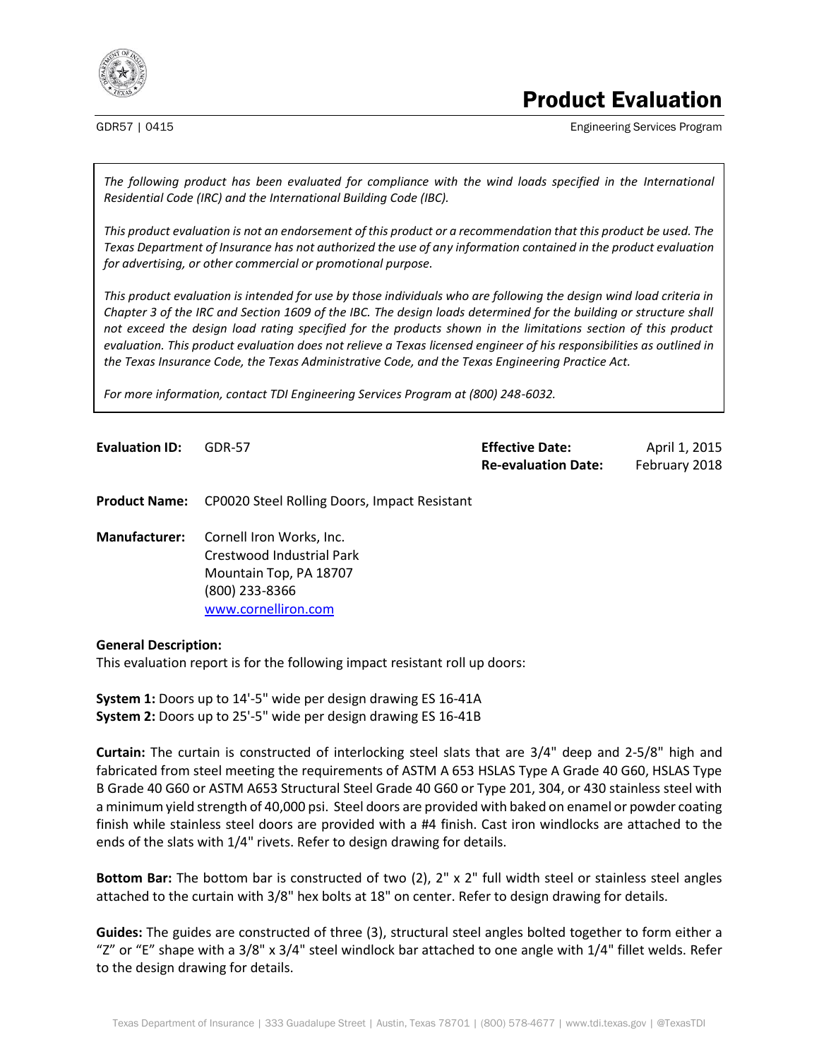# Product Evaluation

GDR57 | 0415

Engineering Services Program

*The following product has been evaluated for compliance with the wind loads specified in the International Residential Code (IRC) and the International Building Code (IBC).*

*This product evaluation is not an endorsement of this product or a recommendation that this product be used. The Texas Department of Insurance has not authorized the use of any information contained in the product evaluation for advertising, or other commercial or promotional purpose.*

*This product evaluation is intended for use by those individuals who are following the design wind load criteria in Chapter 3 of the IRC and Section 1609 of the IBC. The design loads determined for the building or structure shall not exceed the design load rating specified for the products shown in the limitations section of this product evaluation. This product evaluation does not relieve a Texas licensed engineer of his responsibilities as outlined in the Texas Insurance Code, the Texas Administrative Code, and the Texas Engineering Practice Act.*

*For more information, contact TDI Engineering Services Program at (800) 248-6032.*

**Evaluation ID:** GDR-57

**Effective Date:** April 1, 2015
**Re-evaluation Date:** February 2018

**Product Name:** CP0020 Steel Rolling Doors, Impact Resistant

**Manufacturer:** Cornell Iron Works, Inc.
Crestwood Industrial Park
Mountain Top, PA 18707
(800) 233-8366
www.cornelliron.com

**General Description:**
This evaluation report is for the following impact resistant roll up doors:

**System 1:** Doors up to 14'-5" wide per design drawing ES 16-41A
**System 2:** Doors up to 25'-5" wide per design drawing ES 16-41B

**Curtain:** The curtain is constructed of interlocking steel slats that are 3/4" deep and 2-5/8" high and fabricated from steel meeting the requirements of ASTM A 653 HSLAS Type A Grade 40 G60, HSLAS Type B Grade 40 G60 or ASTM A653 Structural Steel Grade 40 G60 or Type 201, 304, or 430 stainless steel with a minimum yield strength of 40,000 psi. Steel doors are provided with baked on enamel or powder coating finish while stainless steel doors are provided with a #4 finish. Cast iron windlocks are attached to the ends of the slats with 1/4" rivets. Refer to design drawing for details.

**Bottom Bar:** The bottom bar is constructed of two (2), 2" x 2" full width steel or stainless steel angles attached to the curtain with 3/8" hex bolts at 18" on center. Refer to design drawing for details.

**Guides:** The guides are constructed of three (3), structural steel angles bolted together to form either a "Z" or "E" shape with a 3/8" x 3/4" steel windlock bar attached to one angle with 1/4" fillet welds. Refer to the design drawing for details.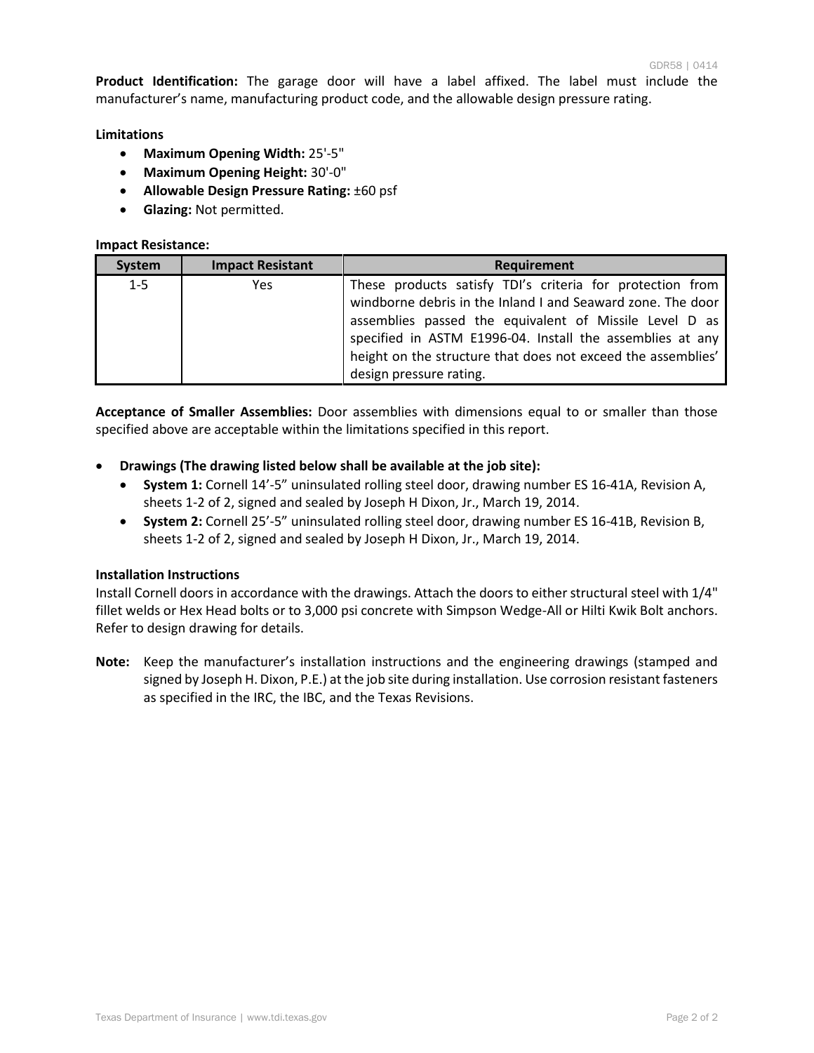**Product Identification:** The garage door will have a label affixed. The label must include the manufacturer's name, manufacturing product code, and the allowable design pressure rating.

**Limitations**

- **Maximum Opening Width:** 25'-5"
- **Maximum Opening Height:** 30'-0"
- **Allowable Design Pressure Rating:** ±60 psf
- **Glazing:** Not permitted.

**Impact Resistance:**

| System | Impact Resistant | Requirement |
|---|---|---|
| 1-5 | Yes | These products satisfy TDI's criteria for protection from windborne debris in the Inland I and Seaward zone. The door assemblies passed the equivalent of Missile Level D as specified in ASTM E1996-04. Install the assemblies at any height on the structure that does not exceed the assemblies' design pressure rating. |

**Acceptance of Smaller Assemblies:** Door assemblies with dimensions equal to or smaller than those specified above are acceptable within the limitations specified in this report.

- **Drawings (The drawing listed below shall be available at the job site):**
  - **System 1:** Cornell 14'-5" uninsulated rolling steel door, drawing number ES 16-41A, Revision A, sheets 1-2 of 2, signed and sealed by Joseph H Dixon, Jr., March 19, 2014.
  - **System 2:** Cornell 25'-5" uninsulated rolling steel door, drawing number ES 16-41B, Revision B, sheets 1-2 of 2, signed and sealed by Joseph H Dixon, Jr., March 19, 2014.

**Installation Instructions**

Install Cornell doors in accordance with the drawings. Attach the doors to either structural steel with 1/4" fillet welds or Hex Head bolts or to 3,000 psi concrete with Simpson Wedge-All or Hilti Kwik Bolt anchors. Refer to design drawing for details.

**Note:** Keep the manufacturer's installation instructions and the engineering drawings (stamped and signed by Joseph H. Dixon, P.E.) at the job site during installation. Use corrosion resistant fasteners as specified in the IRC, the IBC, and the Texas Revisions.